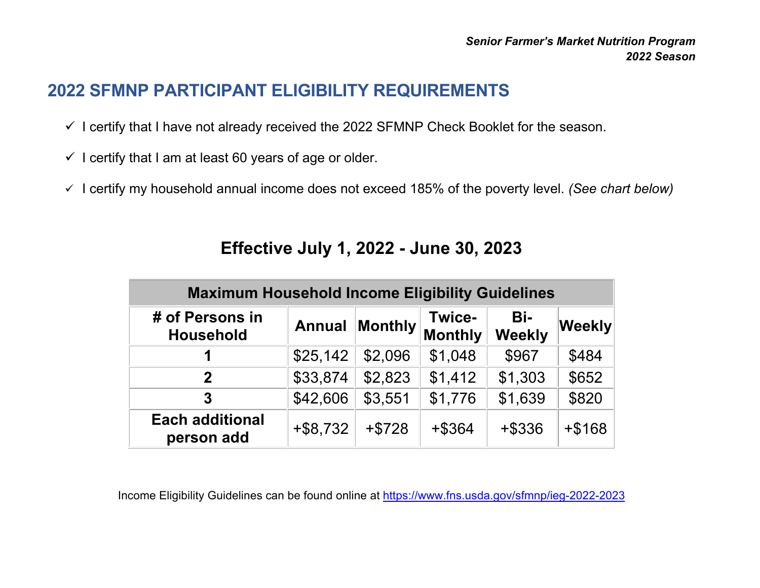*Senior Farmer's Market Nutrition Program*
*2022 Season*

## 2022 SFMNP PARTICIPANT ELIGIBILITY REQUIREMENTS

- ✓ I certify that I have not already received the 2022 SFMNP Check Booklet for the season.
- ✓ I certify that I am at least 60 years of age or older.
- ✓ I certify my household annual income does not exceed 185% of the poverty level. *(See chart below)*

### Effective July 1, 2022 - June 30, 2023

| **Maximum Household Income Eligibility Guidelines** | | | | | |
|---|---|---|---|---|---|
| **# of Persons in Household** | **Annual** | **Monthly** | **Twice-Monthly** | **Bi-Weekly** | **Weekly** |
| **1** | $25,142 | $2,096 | $1,048 | $967 | $484 |
| **2** | $33,874 | $2,823 | $1,412 | $1,303 | $652 |
| **3** | $42,606 | $3,551 | $1,776 | $1,639 | $820 |
| **Each additional person add** | +$8,732 | +$728 | +$364 | +$336 | +$168 |

Income Eligibility Guidelines can be found online at https://www.fns.usda.gov/sfmnp/ieg-2022-2023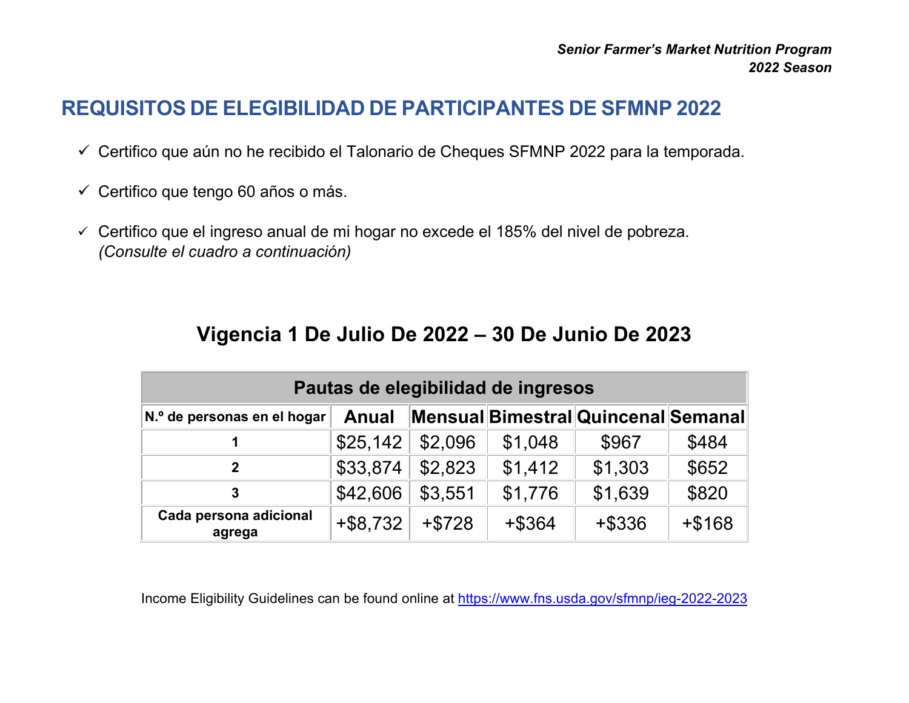## REQUISITOS DE ELEGIBILIDAD DE PARTICIPANTES DE SFMNP 2022

- ✓ Certifico que aún no he recibido el Talonario de Cheques SFMNP 2022 para la temporada.
- ✓ Certifico que tengo 60 años o más.
- ✓ Certifico que el ingreso anual de mi hogar no excede el 185% del nivel de pobreza. *(Consulte el cuadro a continuación)*

### Vigencia 1 De Julio De 2022 – 30 De Junio De 2023

| Pautas de elegibilidad de ingresos | | | | | |
|---|---|---|---|---|---|
| **N.º de personas en el hogar** | **Anual** | **Mensual** | **Bimestral** | **Quincenal** | **Semanal** |
| **1** | $25,142 | $2,096 | $1,048 | $967 | $484 |
| **2** | $33,874 | $2,823 | $1,412 | $1,303 | $652 |
| **3** | $42,606 | $3,551 | $1,776 | $1,639 | $820 |
| **Cada persona adicional agrega** | +$8,732 | +$728 | +$364 | +$336 | +$168 |

Income Eligibility Guidelines can be found online at https://www.fns.usda.gov/sfmnp/ieg-2022-2023